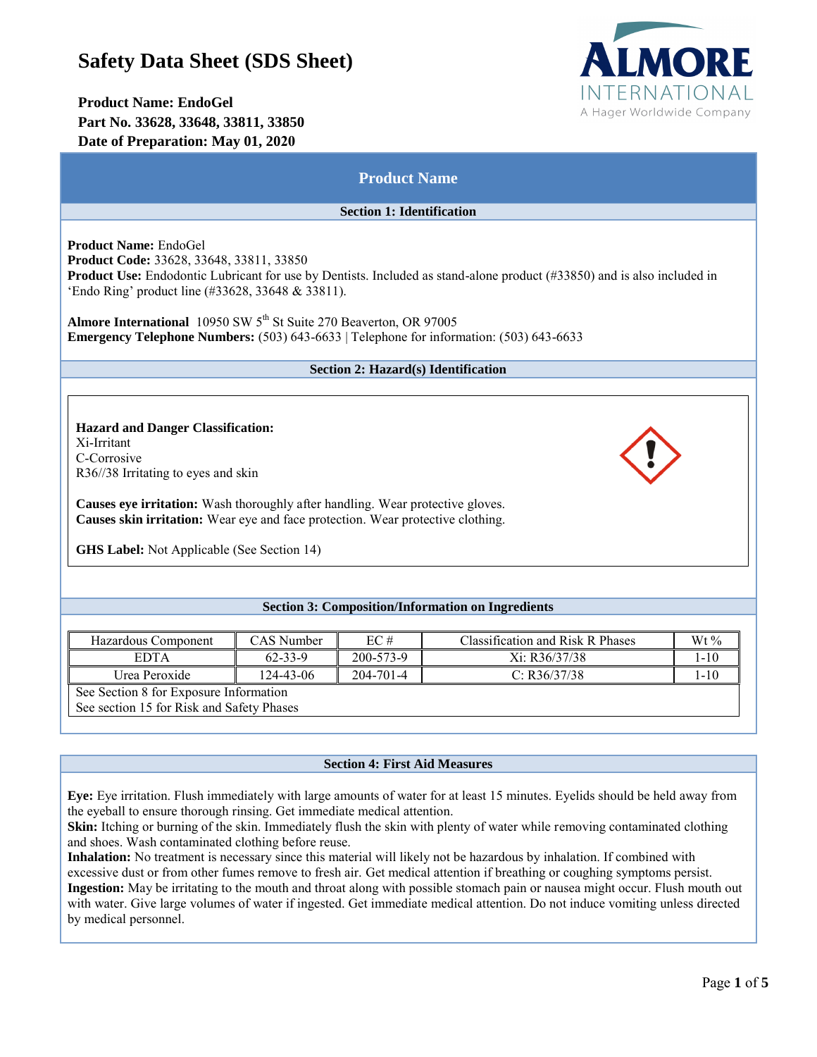# Safety Data Sheet (SDS Sheet)

**Product Name: EndoGel**
**Part No. 33628, 33648, 33811, 33850**
**Date of Preparation: May 01, 2020**

## Product Name

### Section 1: Identification

**Product Name:** EndoGel
**Product Code:** 33628, 33648, 33811, 33850
**Product Use:** Endodontic Lubricant for use by Dentists. Included as stand-alone product (#33850) and is also included in 'Endo Ring' product line (#33628, 33648 & 33811).

**Almore International** 10950 SW 5th St Suite 270 Beaverton, OR 97005
**Emergency Telephone Numbers:** (503) 643-6633 | Telephone for information: (503) 643-6633

### Section 2: Hazard(s) Identification

**Hazard and Danger Classification:**
Xi-Irritant
C-Corrosive
R36//38 Irritating to eyes and skin

**Causes eye irritation:** Wash thoroughly after handling. Wear protective gloves.
**Causes skin irritation:** Wear eye and face protection. Wear protective clothing.

**GHS Label:** Not Applicable (See Section 14)

### Section 3: Composition/Information on Ingredients

| Hazardous Component | CAS Number | EC # | Classification and Risk R Phases | Wt % |
|---|---|---|---|---|
| EDTA | 62-33-9 | 200-573-9 | Xi: R36/37/38 | 1-10 |
| Urea Peroxide | 124-43-06 | 204-701-4 | C: R36/37/38 | 1-10 |
| See Section 8 for Exposure Information<br>See section 15 for Risk and Safety Phases | | | | |

### Section 4: First Aid Measures

**Eye:** Eye irritation. Flush immediately with large amounts of water for at least 15 minutes. Eyelids should be held away from the eyeball to ensure thorough rinsing. Get immediate medical attention.
**Skin:** Itching or burning of the skin. Immediately flush the skin with plenty of water while removing contaminated clothing and shoes. Wash contaminated clothing before reuse.
**Inhalation:** No treatment is necessary since this material will likely not be hazardous by inhalation. If combined with excessive dust or from other fumes remove to fresh air. Get medical attention if breathing or coughing symptoms persist.
**Ingestion:** May be irritating to the mouth and throat along with possible stomach pain or nausea might occur. Flush mouth out with water. Give large volumes of water if ingested. Get immediate medical attention. Do not induce vomiting unless directed by medical personnel.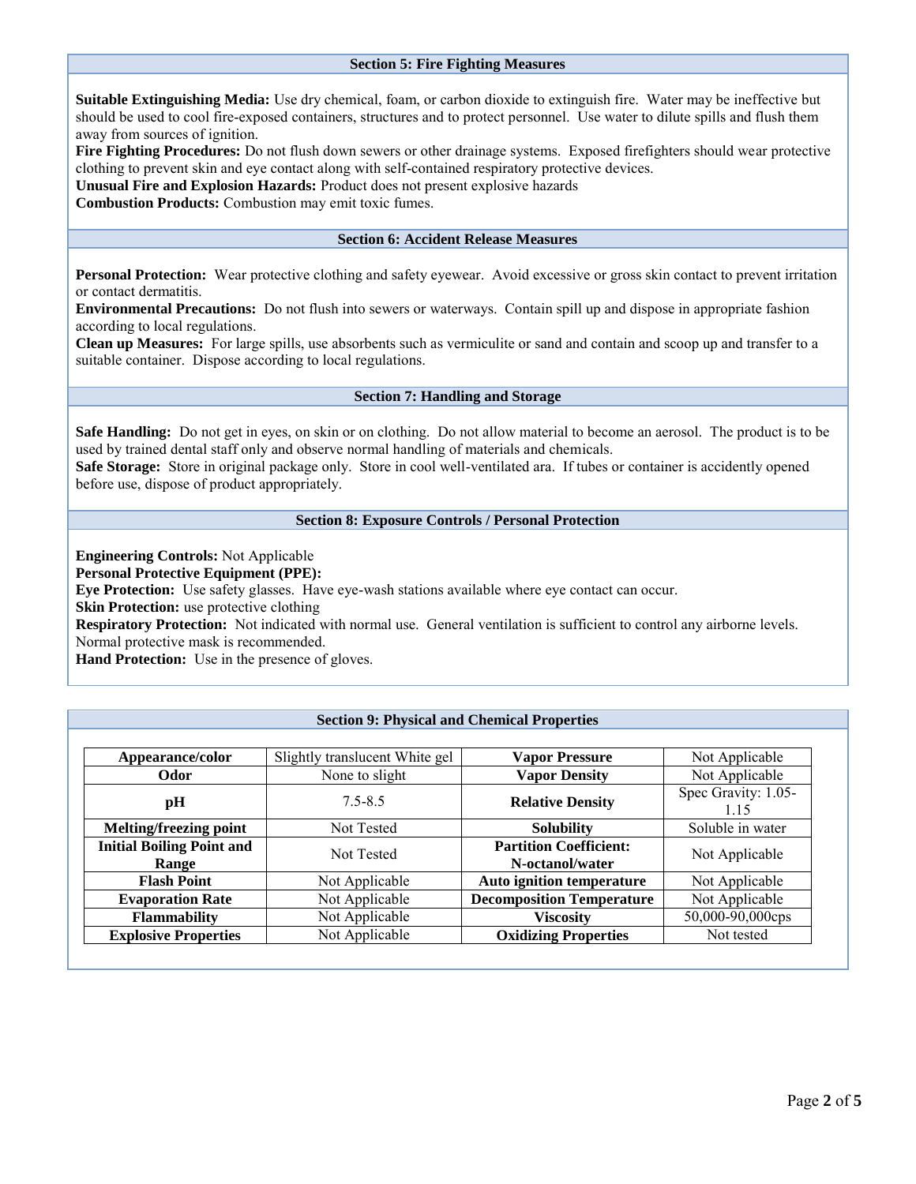## Section 5: Fire Fighting Measures

**Suitable Extinguishing Media:** Use dry chemical, foam, or carbon dioxide to extinguish fire. Water may be ineffective but should be used to cool fire-exposed containers, structures and to protect personnel. Use water to dilute spills and flush them away from sources of ignition.
**Fire Fighting Procedures:** Do not flush down sewers or other drainage systems. Exposed firefighters should wear protective clothing to prevent skin and eye contact along with self-contained respiratory protective devices.
**Unusual Fire and Explosion Hazards:** Product does not present explosive hazards
**Combustion Products:** Combustion may emit toxic fumes.

## Section 6: Accident Release Measures

**Personal Protection:** Wear protective clothing and safety eyewear. Avoid excessive or gross skin contact to prevent irritation or contact dermatitis.
**Environmental Precautions:** Do not flush into sewers or waterways. Contain spill up and dispose in appropriate fashion according to local regulations.
**Clean up Measures:** For large spills, use absorbents such as vermiculite or sand and contain and scoop up and transfer to a suitable container. Dispose according to local regulations.

## Section 7: Handling and Storage

**Safe Handling:** Do not get in eyes, on skin or on clothing. Do not allow material to become an aerosol. The product is to be used by trained dental staff only and observe normal handling of materials and chemicals.
**Safe Storage:** Store in original package only. Store in cool well-ventilated ara. If tubes or container is accidently opened before use, dispose of product appropriately.

## Section 8: Exposure Controls / Personal Protection

**Engineering Controls:** Not Applicable
**Personal Protective Equipment (PPE):**
**Eye Protection:** Use safety glasses. Have eye-wash stations available where eye contact can occur.
**Skin Protection:** use protective clothing
**Respiratory Protection:** Not indicated with normal use. General ventilation is sufficient to control any airborne levels. Normal protective mask is recommended.
**Hand Protection:** Use in the presence of gloves.

## Section 9: Physical and Chemical Properties

| Property | Value | Property | Value |
|---|---|---|---|
| **Appearance/color** | Slightly translucent White gel | **Vapor Pressure** | Not Applicable |
| **Odor** | None to slight | **Vapor Density** | Not Applicable |
| **pH** | 7.5-8.5 | **Relative Density** | Spec Gravity: 1.05-1.15 |
| **Melting/freezing point** | Not Tested | **Solubility** | Soluble in water |
| **Initial Boiling Point and Range** | Not Tested | **Partition Coefficient: N-octanol/water** | Not Applicable |
| **Flash Point** | Not Applicable | **Auto ignition temperature** | Not Applicable |
| **Evaporation Rate** | Not Applicable | **Decomposition Temperature** | Not Applicable |
| **Flammability** | Not Applicable | **Viscosity** | 50,000-90,000cps |
| **Explosive Properties** | Not Applicable | **Oxidizing Properties** | Not tested |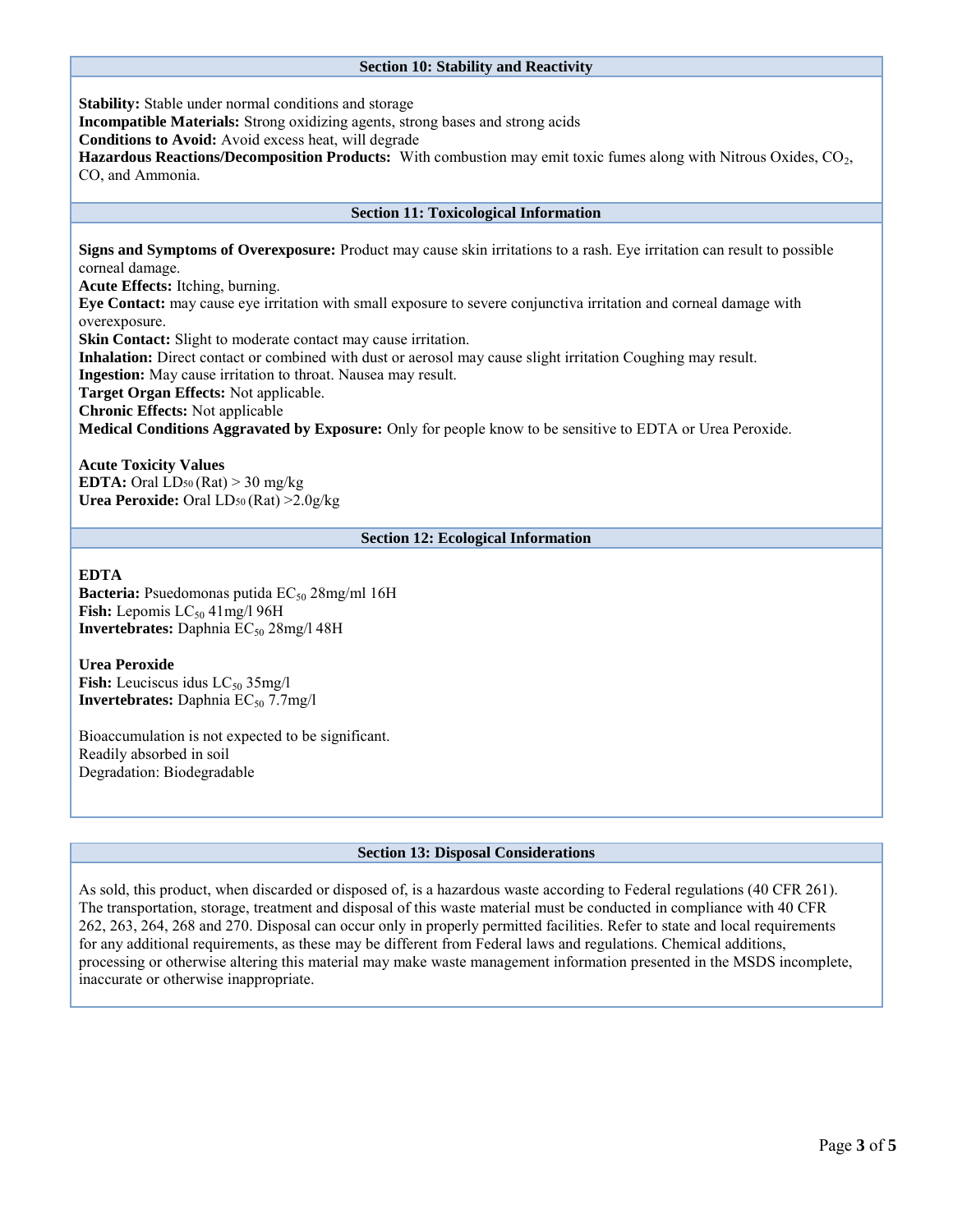## Section 10: Stability and Reactivity

**Stability:** Stable under normal conditions and storage
**Incompatible Materials:** Strong oxidizing agents, strong bases and strong acids
**Conditions to Avoid:** Avoid excess heat, will degrade
**Hazardous Reactions/Decomposition Products:** With combustion may emit toxic fumes along with Nitrous Oxides, $CO_2$, CO, and Ammonia.

## Section 11: Toxicological Information

**Signs and Symptoms of Overexposure:** Product may cause skin irritations to a rash. Eye irritation can result to possible corneal damage.
**Acute Effects:** Itching, burning.
**Eye Contact:** may cause eye irritation with small exposure to severe conjunctiva irritation and corneal damage with overexposure.
**Skin Contact:** Slight to moderate contact may cause irritation.
**Inhalation:** Direct contact or combined with dust or aerosol may cause slight irritation Coughing may result.
**Ingestion:** May cause irritation to throat. Nausea may result.
**Target Organ Effects:** Not applicable.
**Chronic Effects:** Not applicable
**Medical Conditions Aggravated by Exposure:** Only for people know to be sensitive to EDTA or Urea Peroxide.

**Acute Toxicity Values**
**EDTA:** Oral $LD_{50}$ (Rat) > 30 mg/kg
**Urea Peroxide:** Oral $LD_{50}$ (Rat) >2.0g/kg

## Section 12: Ecological Information

**EDTA**
**Bacteria:** Psuedomonas putida $EC_{50}$ 28mg/ml 16H
**Fish:** Lepomis $LC_{50}$ 41mg/l 96H
**Invertebrates:** Daphnia $EC_{50}$ 28mg/l 48H

**Urea Peroxide**
**Fish:** Leuciscus idus $LC_{50}$ 35mg/l
**Invertebrates:** Daphnia $EC_{50}$ 7.7mg/l

Bioaccumulation is not expected to be significant.
Readily absorbed in soil
Degradation: Biodegradable

## Section 13: Disposal Considerations

As sold, this product, when discarded or disposed of, is a hazardous waste according to Federal regulations (40 CFR 261). The transportation, storage, treatment and disposal of this waste material must be conducted in compliance with 40 CFR 262, 263, 264, 268 and 270. Disposal can occur only in properly permitted facilities. Refer to state and local requirements for any additional requirements, as these may be different from Federal laws and regulations. Chemical additions, processing or otherwise altering this material may make waste management information presented in the MSDS incomplete, inaccurate or otherwise inappropriate.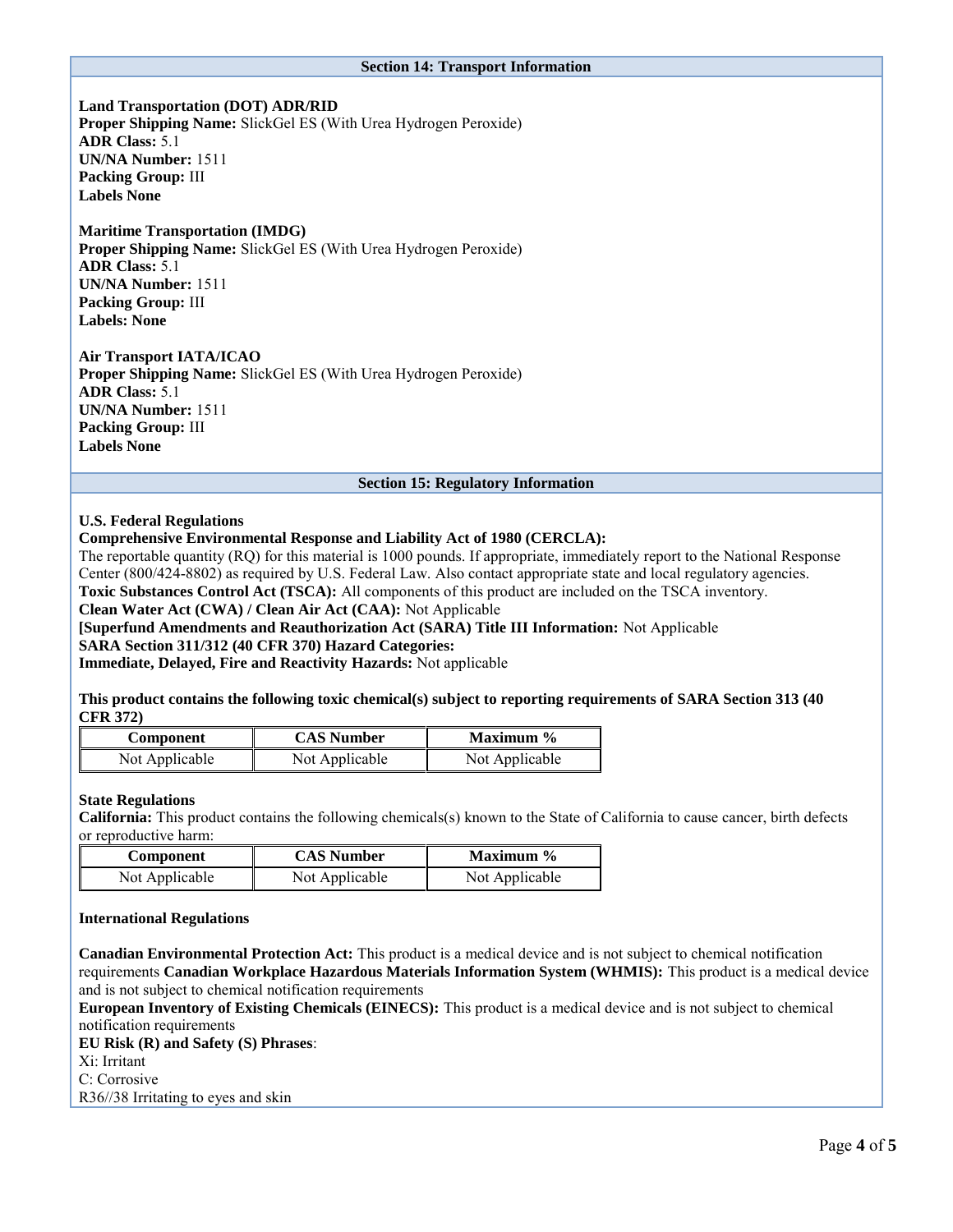## Section 14: Transport Information

**Land Transportation (DOT) ADR/RID**
**Proper Shipping Name:** SlickGel ES (With Urea Hydrogen Peroxide)
**ADR Class:** 5.1
**UN/NA Number:** 1511
**Packing Group:** III
**Labels None**

**Maritime Transportation (IMDG)**
**Proper Shipping Name:** SlickGel ES (With Urea Hydrogen Peroxide)
**ADR Class:** 5.1
**UN/NA Number:** 1511
**Packing Group:** III
**Labels: None**

**Air Transport IATA/ICAO**
**Proper Shipping Name:** SlickGel ES (With Urea Hydrogen Peroxide)
**ADR Class:** 5.1
**UN/NA Number:** 1511
**Packing Group:** III
**Labels None**

## Section 15: Regulatory Information

**U.S. Federal Regulations**
**Comprehensive Environmental Response and Liability Act of 1980 (CERCLA):**
The reportable quantity (RQ) for this material is 1000 pounds. If appropriate, immediately report to the National Response Center (800/424-8802) as required by U.S. Federal Law. Also contact appropriate state and local regulatory agencies.
**Toxic Substances Control Act (TSCA):** All components of this product are included on the TSCA inventory.
**Clean Water Act (CWA) / Clean Air Act (CAA):** Not Applicable
**[Superfund Amendments and Reauthorization Act (SARA) Title III Information:** Not Applicable
**SARA Section 311/312 (40 CFR 370) Hazard Categories:**
**Immediate, Delayed, Fire and Reactivity Hazards:** Not applicable

**This product contains the following toxic chemical(s) subject to reporting requirements of SARA Section 313 (40 CFR 372)**

| Component | CAS Number | Maximum % |
|---|---|---|
| Not Applicable | Not Applicable | Not Applicable |

**State Regulations**
**California:** This product contains the following chemicals(s) known to the State of California to cause cancer, birth defects or reproductive harm:

| Component | CAS Number | Maximum % |
|---|---|---|
| Not Applicable | Not Applicable | Not Applicable |

**International Regulations**

**Canadian Environmental Protection Act:** This product is a medical device and is not subject to chemical notification requirements **Canadian Workplace Hazardous Materials Information System (WHMIS):** This product is a medical device and is not subject to chemical notification requirements
**European Inventory of Existing Chemicals (EINECS):** This product is a medical device and is not subject to chemical notification requirements
**EU Risk (R) and Safety (S) Phrases**:
Xi: Irritant
C: Corrosive
R36//38 Irritating to eyes and skin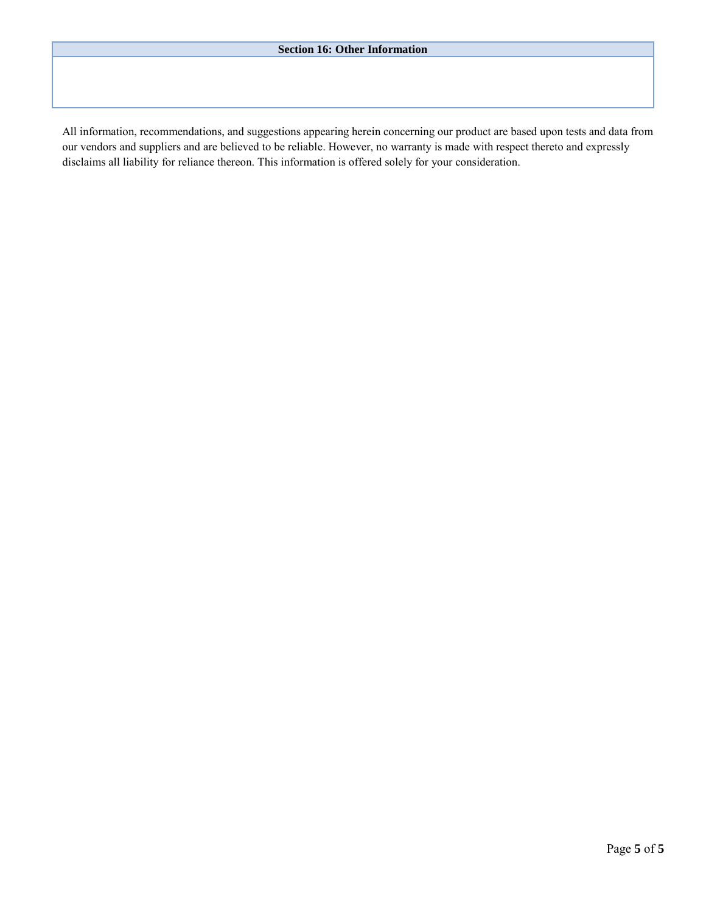## Section 16: Other Information

All information, recommendations, and suggestions appearing herein concerning our product are based upon tests and data from our vendors and suppliers and are believed to be reliable. However, no warranty is made with respect thereto and expressly disclaims all liability for reliance thereon. This information is offered solely for your consideration.